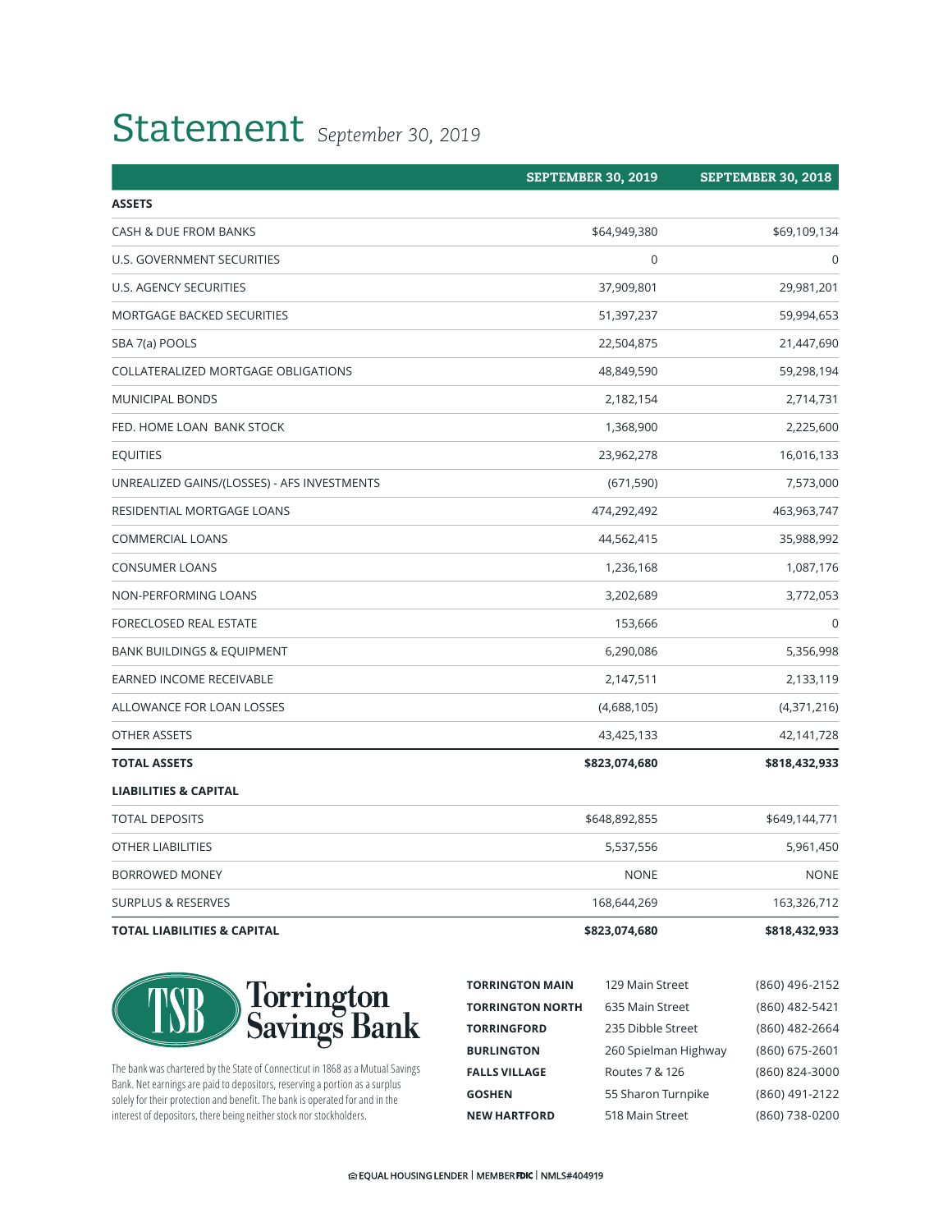# Statement *September 30, 2019*

| | SEPTEMBER 30, 2019 | SEPTEMBER 30, 2018 |
|---|---|---|
| **ASSETS** | | |
| CASH & DUE FROM BANKS | $64,949,380 | $69,109,134 |
| U.S. GOVERNMENT SECURITIES | 0 | 0 |
| U.S. AGENCY SECURITIES | 37,909,801 | 29,981,201 |
| MORTGAGE BACKED SECURITIES | 51,397,237 | 59,994,653 |
| SBA 7(a) POOLS | 22,504,875 | 21,447,690 |
| COLLATERALIZED MORTGAGE OBLIGATIONS | 48,849,590 | 59,298,194 |
| MUNICIPAL BONDS | 2,182,154 | 2,714,731 |
| FED. HOME LOAN BANK STOCK | 1,368,900 | 2,225,600 |
| EQUITIES | 23,962,278 | 16,016,133 |
| UNREALIZED GAINS/(LOSSES) - AFS INVESTMENTS | (671,590) | 7,573,000 |
| RESIDENTIAL MORTGAGE LOANS | 474,292,492 | 463,963,747 |
| COMMERCIAL LOANS | 44,562,415 | 35,988,992 |
| CONSUMER LOANS | 1,236,168 | 1,087,176 |
| NON-PERFORMING LOANS | 3,202,689 | 3,772,053 |
| FORECLOSED REAL ESTATE | 153,666 | 0 |
| BANK BUILDINGS & EQUIPMENT | 6,290,086 | 5,356,998 |
| EARNED INCOME RECEIVABLE | 2,147,511 | 2,133,119 |
| ALLOWANCE FOR LOAN LOSSES | (4,688,105) | (4,371,216) |
| OTHER ASSETS | 43,425,133 | 42,141,728 |
| **TOTAL ASSETS** | **$823,074,680** | **$818,432,933** |
| **LIABILITIES & CAPITAL** | | |
| TOTAL DEPOSITS | $648,892,855 | $649,144,771 |
| OTHER LIABILITIES | 5,537,556 | 5,961,450 |
| BORROWED MONEY | NONE | NONE |
| SURPLUS & RESERVES | 168,644,269 | 163,326,712 |
| **TOTAL LIABILITIES & CAPITAL** | **$823,074,680** | **$818,432,933** |

**TSB Torrington Savings Bank**

The bank was chartered by the State of Connecticut in 1868 as a Mutual Savings Bank. Net earnings are paid to depositors, reserving a portion as a surplus solely for their protection and benefit. The bank is operated for and in the interest of depositors, there being neither stock nor stockholders.

| | | |
|---|---|---|
| **TORRINGTON MAIN** | 129 Main Street | (860) 496-2152 |
| **TORRINGTON NORTH** | 635 Main Street | (860) 482-5421 |
| **TORRINGFORD** | 235 Dibble Street | (860) 482-2664 |
| **BURLINGTON** | 260 Spielman Highway | (860) 675-2601 |
| **FALLS VILLAGE** | Routes 7 & 126 | (860) 824-3000 |
| **GOSHEN** | 55 Sharon Turnpike | (860) 491-2122 |
| **NEW HARTFORD** | 518 Main Street | (860) 738-0200 |

EQUAL HOUSING LENDER | MEMBER FDIC | NMLS#404919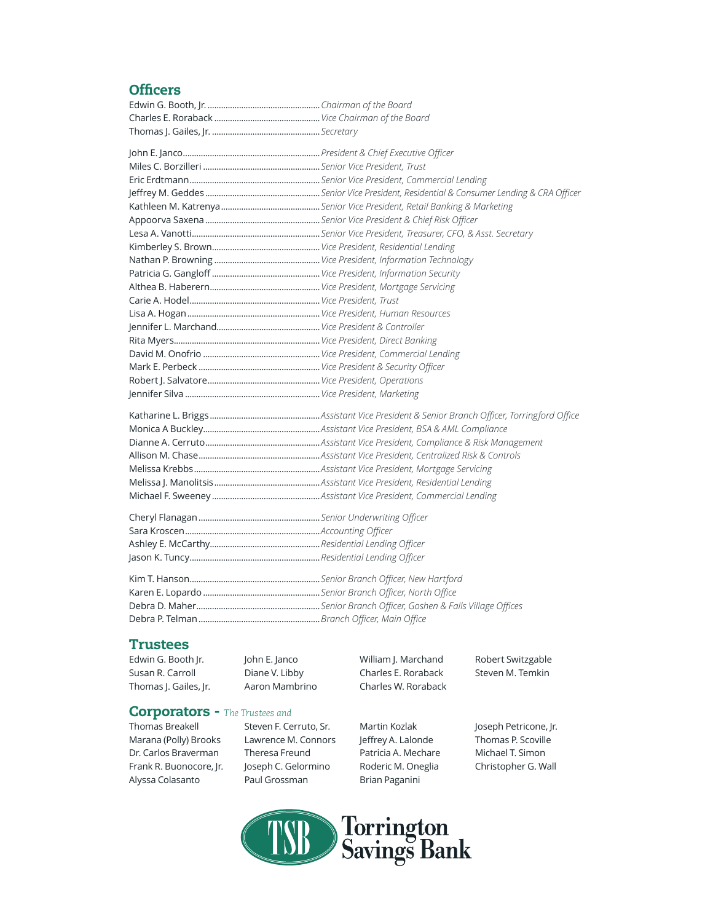## Officers

Edwin G. Booth, Jr. .......... *Chairman of the Board*
Charles E. Roraback .......... *Vice Chairman of the Board*
Thomas J. Gailes, Jr. .......... *Secretary*

John E. Janco .......... *President & Chief Executive Officer*
Miles C. Borzilleri .......... *Senior Vice President, Trust*
Eric Erdtmann .......... *Senior Vice President, Commercial Lending*
Jeffrey M. Geddes .......... *Senior Vice President, Residential & Consumer Lending & CRA Officer*
Kathleen M. Katrenya .......... *Senior Vice President, Retail Banking & Marketing*
Appoorva Saxena .......... *Senior Vice President & Chief Risk Officer*
Lesa A. Vanotti .......... *Senior Vice President, Treasurer, CFO, & Asst. Secretary*
Kimberley S. Brown .......... *Vice President, Residential Lending*
Nathan P. Browning .......... *Vice President, Information Technology*
Patricia G. Gangloff .......... *Vice President, Information Security*
Althea B. Haberern .......... *Vice President, Mortgage Servicing*
Carie A. Hodel .......... *Vice President, Trust*
Lisa A. Hogan .......... *Vice President, Human Resources*
Jennifer L. Marchand .......... *Vice President & Controller*
Rita Myers .......... *Vice President, Direct Banking*
David M. Onofrio .......... *Vice President, Commercial Lending*
Mark E. Perbeck .......... *Vice President & Security Officer*
Robert J. Salvatore .......... *Vice President, Operations*
Jennifer Silva .......... *Vice President, Marketing*

Katharine L. Briggs .......... *Assistant Vice President & Senior Branch Officer, Torringford Office*
Monica A Buckley .......... *Assistant Vice President, BSA & AML Compliance*
Dianne A. Cerruto .......... *Assistant Vice President, Compliance & Risk Management*
Allison M. Chase .......... *Assistant Vice President, Centralized Risk & Controls*
Melissa Krebbs .......... *Assistant Vice President, Mortgage Servicing*
Melissa J. Manolitsis .......... *Assistant Vice President, Residential Lending*
Michael F. Sweeney .......... *Assistant Vice President, Commercial Lending*

Cheryl Flanagan .......... *Senior Underwriting Officer*
Sara Kroscen .......... *Accounting Officer*
Ashley E. McCarthy .......... *Residential Lending Officer*
Jason K. Tuncy .......... *Residential Lending Officer*

Kim T. Hanson .......... *Senior Branch Officer, New Hartford*
Karen E. Lopardo .......... *Senior Branch Officer, North Office*
Debra D. Maher .......... *Senior Branch Officer, Goshen & Falls Village Offices*
Debra P. Telman .......... *Branch Officer, Main Office*

## Trustees

Edwin G. Booth Jr.
Susan R. Carroll
Thomas J. Gailes, Jr.
John E. Janco
Diane V. Libby
Aaron Mambrino
William J. Marchand
Charles E. Roraback
Charles W. Roraback
Robert Switzgable
Steven M. Temkin

## Corporators - *The Trustees and*

Thomas Breakell
Marana (Polly) Brooks
Dr. Carlos Braverman
Frank R. Buonocore, Jr.
Alyssa Colasanto
Steven F. Cerruto, Sr.
Lawrence M. Connors
Theresa Freund
Joseph C. Gelormino
Paul Grossman
Martin Kozlak
Jeffrey A. Lalonde
Patricia A. Mechare
Roderic M. Oneglia
Brian Paganini
Joseph Petricone, Jr.
Thomas P. Scoville
Michael T. Simon
Christopher G. Wall

TSB Torrington Savings Bank